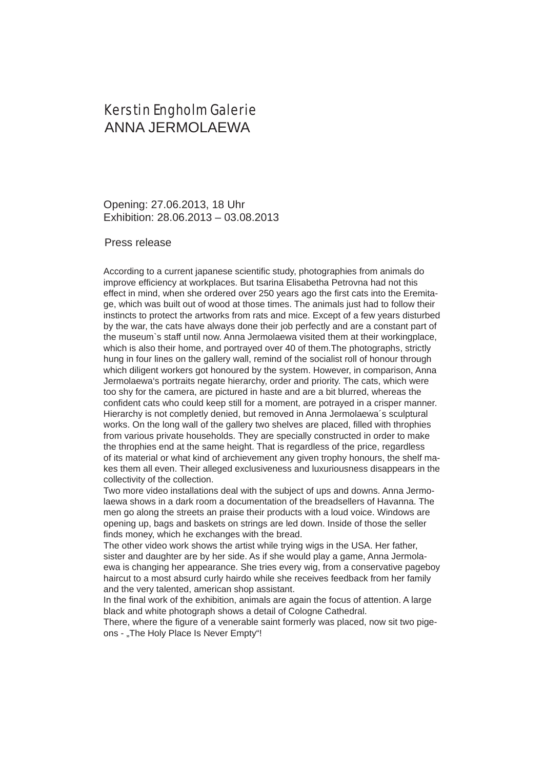# Kerstin Engholm Galerie
## ANNA JERMOLAEWA

Opening: 27.06.2013, 18 Uhr
Exhibition: 28.06.2013 – 03.08.2013

Press release

According to a current japanese scientific study, photographies from animals do improve efficiency at workplaces. But tsarina Elisabetha Petrovna had not this effect in mind, when she ordered over 250 years ago the first cats into the Eremitage, which was built out of wood at those times. The animals just had to follow their instincts to protect the artworks from rats and mice. Except of a few years disturbed by the war, the cats have always done their job perfectly and are a constant part of the museum`s staff until now. Anna Jermolaewa visited them at their workingplace, which is also their home, and portrayed over 40 of them.The photographs, strictly hung in four lines on the gallery wall, remind of the socialist roll of honour through which diligent workers got honoured by the system. However, in comparison, Anna Jermolaewa's portraits negate hierarchy, order and priority. The cats, which were too shy for the camera, are pictured in haste and are a bit blurred, whereas the confident cats who could keep still for a moment, are potrayed in a crisper manner. Hierarchy is not completly denied, but removed in Anna Jermolaewa´s sculptural works. On the long wall of the gallery two shelves are placed, filled with throphies from various private households. They are specially constructed in order to make the throphies end at the same height. That is regardless of the price, regardless of its material or what kind of archievement any given trophy honours, the shelf makes them all even. Their alleged exclusiveness and luxuriousness disappears in the collectivity of the collection.

Two more video installations deal with the subject of ups and downs. Anna Jermolaewa shows in a dark room a documentation of the breadsellers of Havanna. The men go along the streets an praise their products with a loud voice. Windows are opening up, bags and baskets on strings are led down. Inside of those the seller finds money, which he exchanges with the bread.

The other video work shows the artist while trying wigs in the USA. Her father, sister and daughter are by her side. As if she would play a game, Anna Jermolaewa is changing her appearance. She tries every wig, from a conservative pageboy haircut to a most absurd curly hairdo while she receives feedback from her family and the very talented, american shop assistant.

In the final work of the exhibition, animals are again the focus of attention. A large black and white photograph shows a detail of Cologne Cathedral.

There, where the figure of a venerable saint formerly was placed, now sit two pigeons - „The Holy Place Is Never Empty"!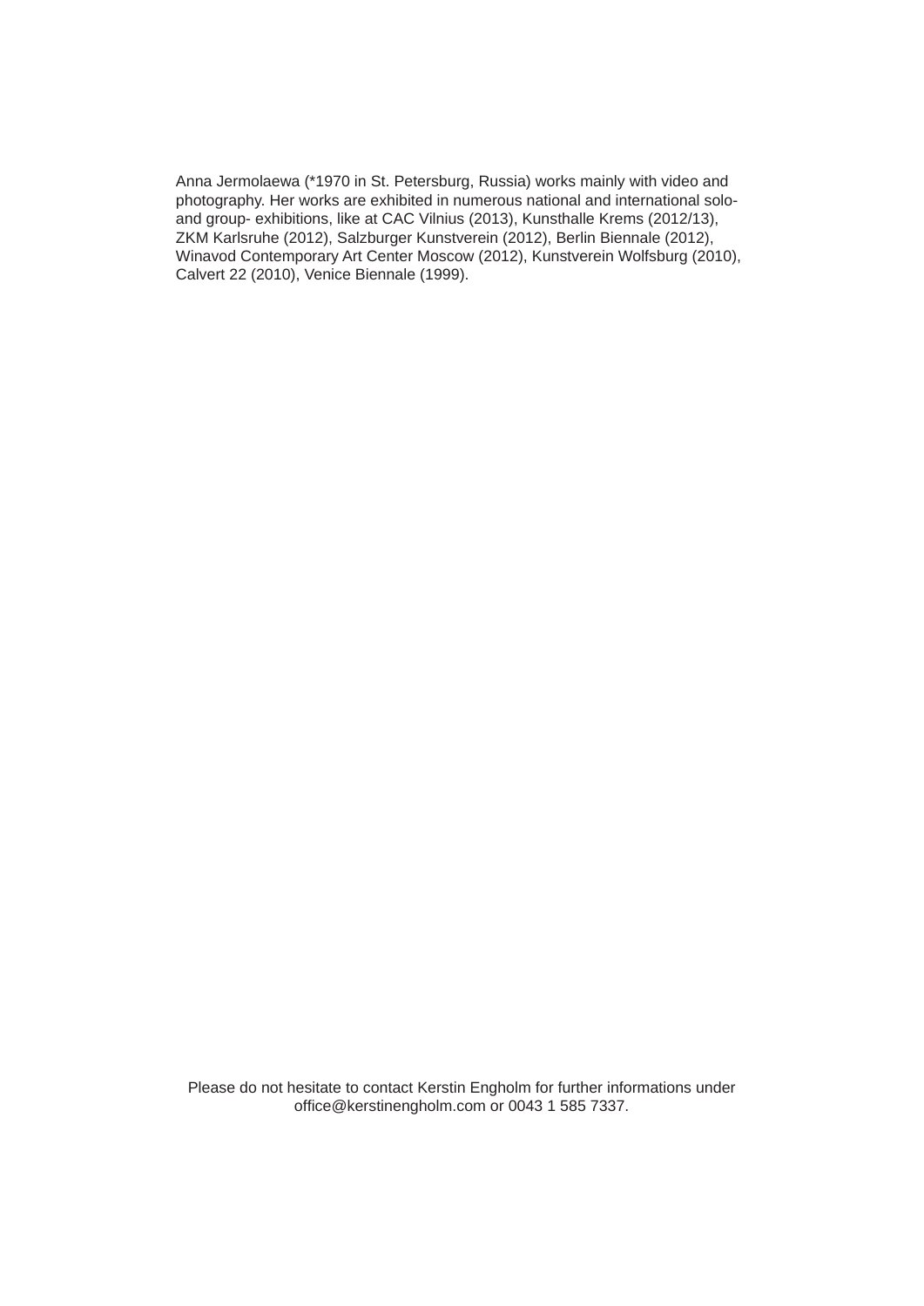Anna Jermolaewa (*1970 in St. Petersburg, Russia) works mainly with video and photography. Her works are exhibited in numerous national and international solo- and group- exhibitions, like at CAC Vilnius (2013), Kunsthalle Krems (2012/13), ZKM Karlsruhe (2012), Salzburger Kunstverein (2012), Berlin Biennale (2012), Winavod Contemporary Art Center Moscow (2012), Kunstverein Wolfsburg (2010), Calvert 22 (2010), Venice Biennale (1999).

Please do not hesitate to contact Kerstin Engholm for further informations under office@kerstinengholm.com or 0043 1 585 7337.